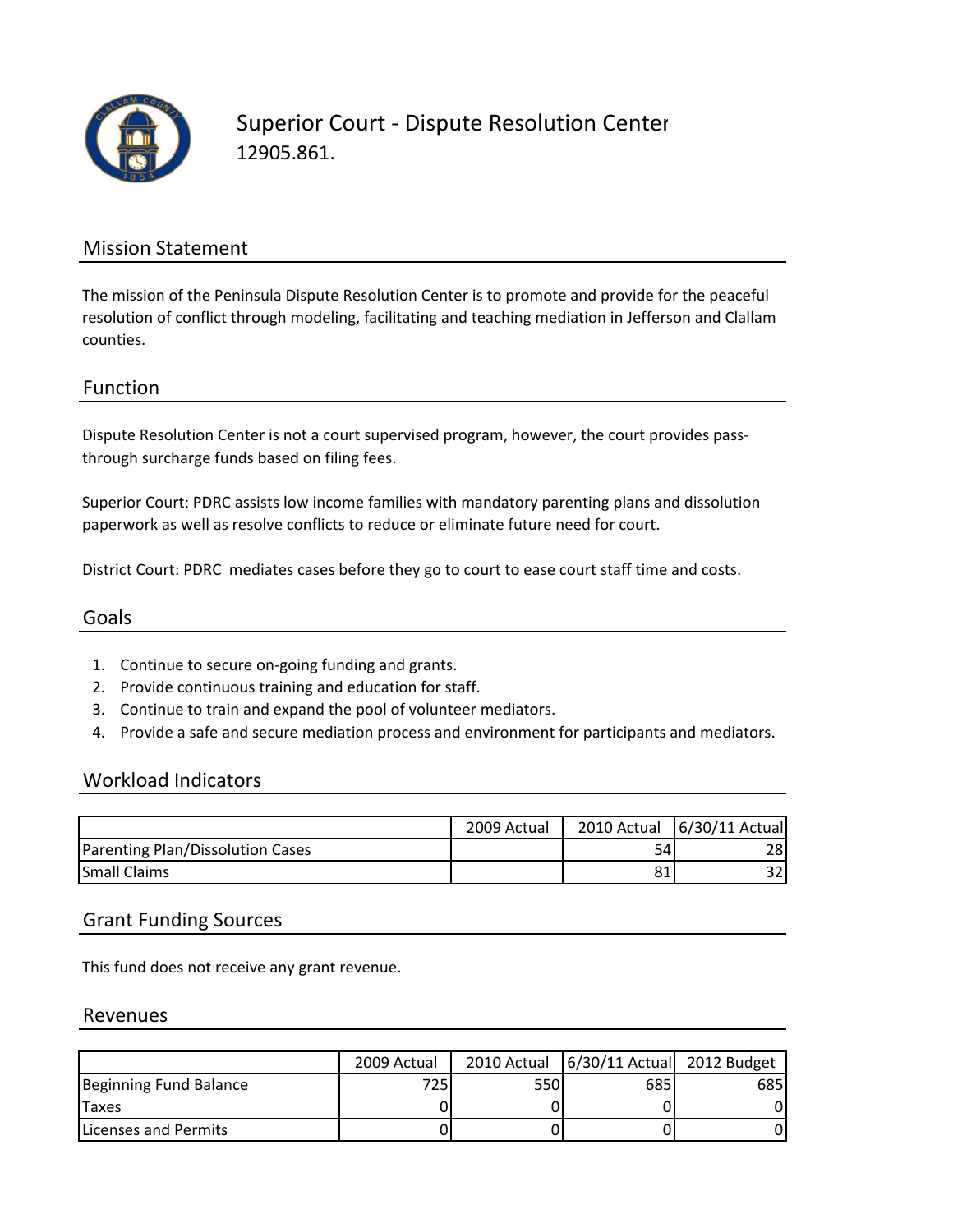# Superior Court - Dispute Resolution Center

12905.861.

## Mission Statement

The mission of the Peninsula Dispute Resolution Center is to promote and provide for the peaceful resolution of conflict through modeling, facilitating and teaching mediation in Jefferson and Clallam counties.

## Function

Dispute Resolution Center is not a court supervised program, however, the court provides pass-through surcharge funds based on filing fees.

Superior Court: PDRC assists low income families with mandatory parenting plans and dissolution paperwork as well as resolve conflicts to reduce or eliminate future need for court.

District Court: PDRC mediates cases before they go to court to ease court staff time and costs.

## Goals

1. Continue to secure on-going funding and grants.
2. Provide continuous training and education for staff.
3. Continue to train and expand the pool of volunteer mediators.
4. Provide a safe and secure mediation process and environment for participants and mediators.

## Workload Indicators

| | 2009 Actual | 2010 Actual | 6/30/11 Actual |
|---|---|---|---|
| Parenting Plan/Dissolution Cases | | 54 | 28 |
| Small Claims | | 81 | 32 |

## Grant Funding Sources

This fund does not receive any grant revenue.

## Revenues

| | 2009 Actual | 2010 Actual | 6/30/11 Actual | 2012 Budget |
|---|---|---|---|---|
| Beginning Fund Balance | 725 | 550 | 685 | 685 |
| Taxes | 0 | 0 | 0 | 0 |
| Licenses and Permits | 0 | 0 | 0 | 0 |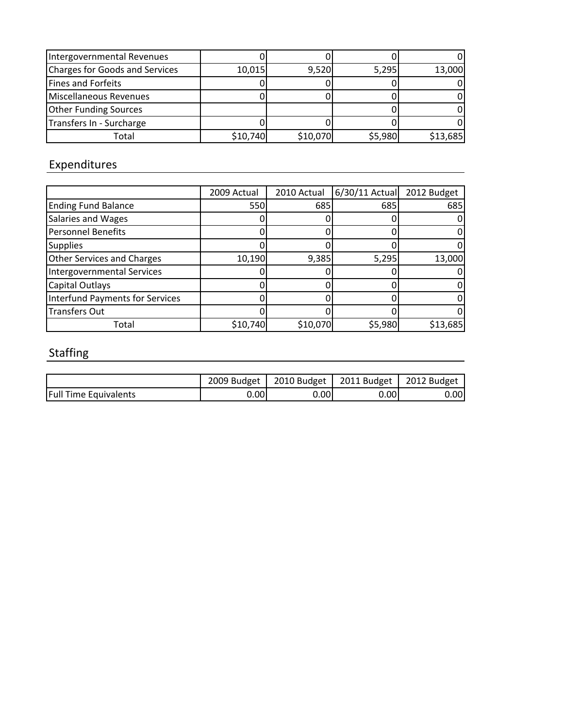| | | | | |
|---|---|---|---|---|
| Intergovernmental Revenues | 0 | 0 | 0 | 0 |
| Charges for Goods and Services | 10,015 | 9,520 | 5,295 | 13,000 |
| Fines and Forfeits | 0 | 0 | 0 | 0 |
| Miscellaneous Revenues | 0 | 0 | 0 | 0 |
| Other Funding Sources | | | 0 | 0 |
| Transfers In - Surcharge | 0 | 0 | 0 | 0 |
| Total | $10,740 | $10,070 | $5,980 | $13,685 |

## Expenditures

| | 2009 Actual | 2010 Actual | 6/30/11 Actual | 2012 Budget |
|---|---|---|---|---|
| Ending Fund Balance | 550 | 685 | 685 | 685 |
| Salaries and Wages | 0 | 0 | 0 | 0 |
| Personnel Benefits | 0 | 0 | 0 | 0 |
| Supplies | 0 | 0 | 0 | 0 |
| Other Services and Charges | 10,190 | 9,385 | 5,295 | 13,000 |
| Intergovernmental Services | 0 | 0 | 0 | 0 |
| Capital Outlays | 0 | 0 | 0 | 0 |
| Interfund Payments for Services | 0 | 0 | 0 | 0 |
| Transfers Out | 0 | 0 | 0 | 0 |
| Total | $10,740 | $10,070 | $5,980 | $13,685 |

## Staffing

| | 2009 Budget | 2010 Budget | 2011 Budget | 2012 Budget |
|---|---|---|---|---|
| Full Time Equivalents | 0.00 | 0.00 | 0.00 | 0.00 |